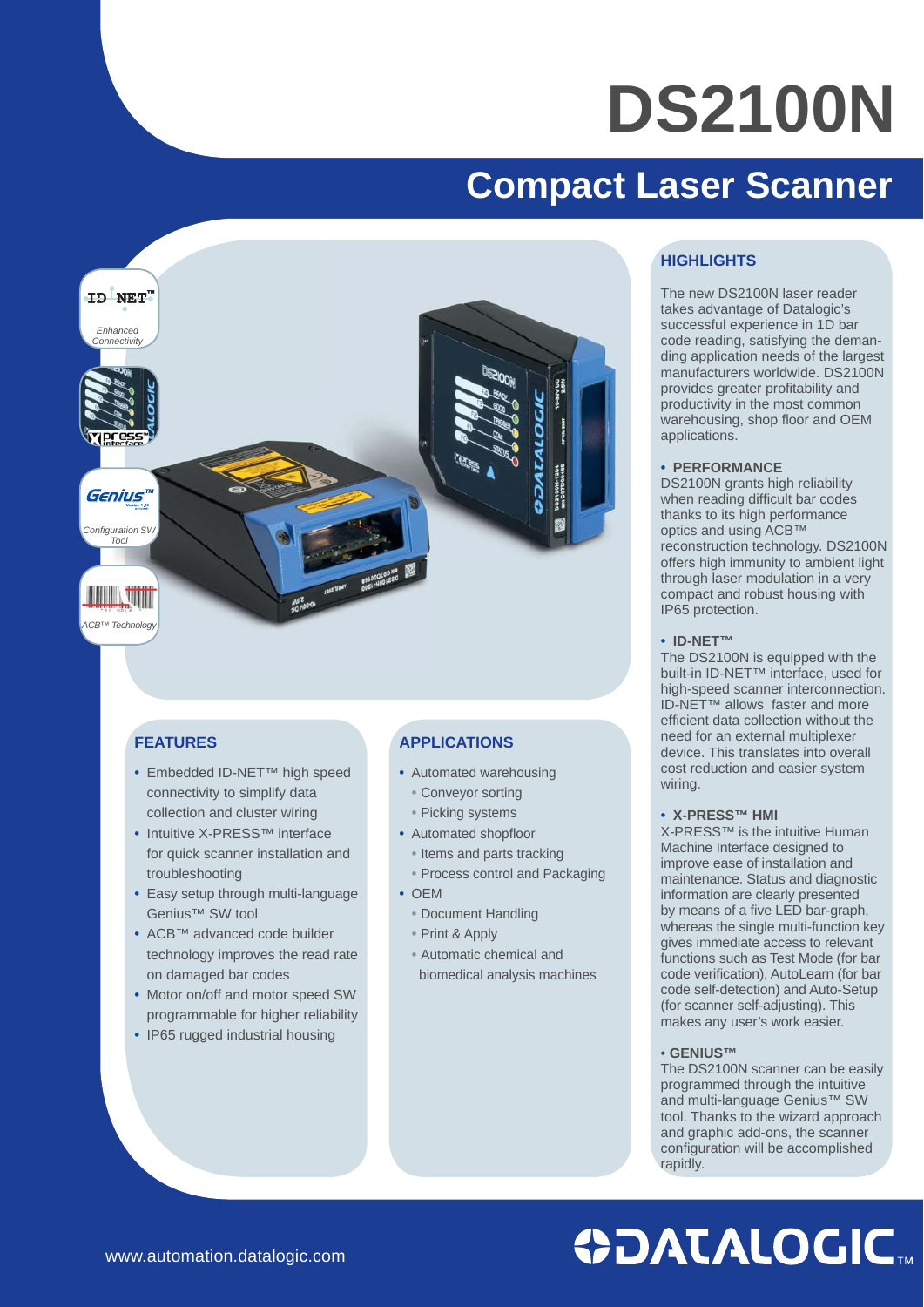# DS2100N

## Compact Laser Scanner

ID-NET™ *Enhanced Connectivity*

X-PRESS™ Interface

Genius™ *Configuration SW Tool*

*ACB™ Technology*

### FEATURES

- Embedded ID-NET™ high speed connectivity to simplify data collection and cluster wiring
- Intuitive X-PRESS™ interface for quick scanner installation and troubleshooting
- Easy setup through multi-language Genius™ SW tool
- ACB™ advanced code builder technology improves the read rate on damaged bar codes
- Motor on/off and motor speed SW programmable for higher reliability
- IP65 rugged industrial housing

### APPLICATIONS

- Automated warehousing
  - Conveyor sorting
  - Picking systems
- Automated shopfloor
  - Items and parts tracking
  - Process control and Packaging
- OEM
  - Document Handling
  - Print & Apply
  - Automatic chemical and biomedical analysis machines

### HIGHLIGHTS

The new DS2100N laser reader takes advantage of Datalogic's successful experience in 1D bar code reading, satisfying the demanding application needs of the largest manufacturers worldwide. DS2100N provides greater profitability and productivity in the most common warehousing, shop floor and OEM applications.

**• PERFORMANCE**
DS2100N grants high reliability when reading difficult bar codes thanks to its high performance optics and using ACB™ reconstruction technology. DS2100N offers high immunity to ambient light through laser modulation in a very compact and robust housing with IP65 protection.

**• ID-NET™**
The DS2100N is equipped with the built-in ID-NET™ interface, used for high-speed scanner interconnection. ID-NET™ allows faster and more efficient data collection without the need for an external multiplexer device. This translates into overall cost reduction and easier system wiring.

**• X-PRESS™ HMI**
X-PRESS™ is the intuitive Human Machine Interface designed to improve ease of installation and maintenance. Status and diagnostic information are clearly presented by means of a five LED bar-graph, whereas the single multi-function key gives immediate access to relevant functions such as Test Mode (for bar code verification), AutoLearn (for bar code self-detection) and Auto-Setup (for scanner self-adjusting). This makes any user's work easier.

**• GENIUS™**
The DS2100N scanner can be easily programmed through the intuitive and multi-language Genius™ SW tool. Thanks to the wizard approach and graphic add-ons, the scanner configuration will be accomplished rapidly.

www.automation.datalogic.com

DATALOGIC™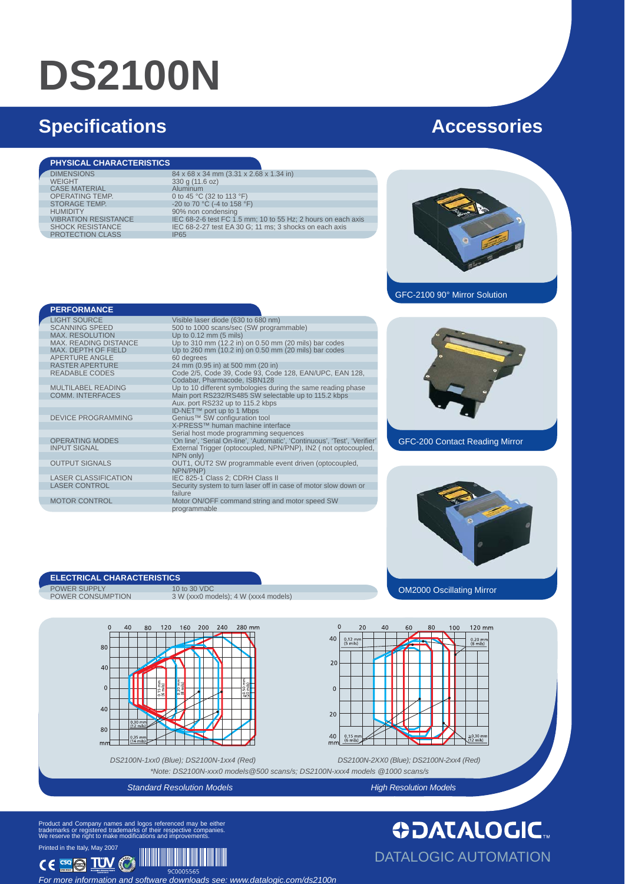# DS2100N

## Specifications

### PHYSICAL CHARACTERISTICS

| | |
|---|---|
| DIMENSIONS | 84 x 68 x 34 mm (3.31 x 2.68 x 1.34 in) |
| WEIGHT | 330 g (11.6 oz) |
| CASE MATERIAL | Aluminum |
| OPERATING TEMP. | 0 to 45 °C (32 to 113 °F) |
| STORAGE TEMP. | -20 to 70 °C (-4 to 158 °F) |
| HUMIDITY | 90% non condensing |
| VIBRATION RESISTANCE | IEC 68-2-6 test FC 1.5 mm; 10 to 55 Hz; 2 hours on each axis |
| SHOCK RESISTANCE | IEC 68-2-27 test EA 30 G; 11 ms; 3 shocks on each axis |
| PROTECTION CLASS | IP65 |

### PERFORMANCE

| | |
|---|---|
| LIGHT SOURCE | Visible laser diode (630 to 680 nm) |
| SCANNING SPEED | 500 to 1000 scans/sec (SW programmable) |
| MAX. RESOLUTION | Up to 0.12 mm (5 mils) |
| MAX. READING DISTANCE | Up to 310 mm (12.2 in) on 0.50 mm (20 mils) bar codes |
| MAX. DEPTH OF FIELD | Up to 260 mm (10.2 in) on 0.50 mm (20 mils) bar codes |
| APERTURE ANGLE | 60 degrees |
| RASTER APERTURE | 24 mm (0.95 in) at 500 mm (20 in) |
| READABLE CODES | Code 2/5, Code 39, Code 93, Code 128, EAN/UPC, EAN 128, Codabar, Pharmacode, ISBN128 |
| MULTILABEL READING | Up to 10 different symbologies during the same reading phase |
| COMM. INTERFACES | Main port RS232/RS485 SW selectable up to 115.2 kbps<br>Aux. port RS232 up to 115.2 kbps<br>ID-NET™ port up to 1 Mbps |
| DEVICE PROGRAMMING | Genius™ SW configuration tool<br>X-PRESS™ human machine interface<br>Serial host mode programming sequences |
| OPERATING MODES | 'On line', 'Serial On-line', 'Automatic', 'Continuous', 'Test', 'Verifier' |
| INPUT SIGNAL | External Trigger (optocoupled, NPN/PNP), IN2 ( not optocoupled, NPN only) |
| OUTPUT SIGNALS | OUT1, OUT2 SW programmable event driven (optocoupled, NPN/PNP) |
| LASER CLASSIFICATION | IEC 825-1 Class 2; CDRH Class II |
| LASER CONTROL | Security system to turn laser off in case of motor slow down or failure |
| MOTOR CONTROL | Motor ON/OFF command string and motor speed SW programmable |

### ELECTRICAL CHARACTERISTICS

| | |
|---|---|
| POWER SUPPLY | 10 to 30 VDC |
| POWER CONSUMPTION | 3 W (xxx0 models); 4 W (xxx4 models) |

## Accessories

GFC-2100 90° Mirror Solution

GFC-200 Contact Reading Mirror

OM2000 Oscillating Mirror

0 40 80 120 160 200 240 280 mm

80 40 0 40 80 mm

0.30 mm (12 mils)
0.35 mm (14 mils)
0.15 mm (6 mils)
0.20 mm (8 mils)
≥0.50 mm (20 mils)

*DS2100N-1xx0 (Blue); DS2100N-1xx4 (Red)*

0 20 40 60 80 100 120 mm

40 20 0 20 40 mm

0.12 mm (5 mils)
0.20 mm (8 mils)
0.15 mm (6 mils)
≥0.30 mm (12 mils)

*DS2100N-2XX0 (Blue); DS2100N-2xx4 (Red)*

*\*Note: DS2100N-xxx0 models@500 scans/s; DS2100N-xxx4 models @1000 scans/s*

*Standard Resolution Models*

*High Resolution Models*

Product and Company names and logos referenced may be either trademarks or registered trademarks of their respective companies. We reserve the right to make modifications and improvements.

Printed in the Italy, May 2007

9C0005565

DATALOGIC

DATALOGIC AUTOMATION

*For more information and software downloads see: www.datalogic.com/ds2100n*